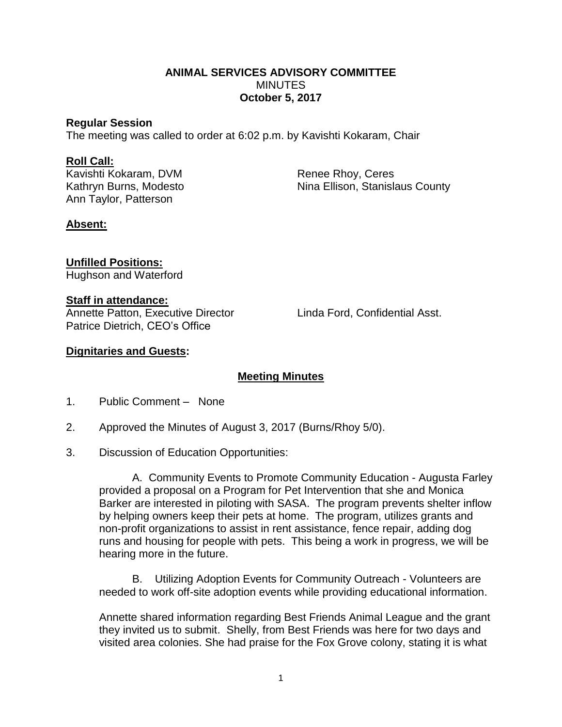**ANIMAL SERVICES ADVISORY COMMITTEE**
MINUTES
**October 5, 2017**

**Regular Session**
The meeting was called to order at 6:02 p.m. by Kavishti Kokaram, Chair

**Roll Call:**
Kavishti Kokaram, DVM
Kathryn Burns, Modesto
Ann Taylor, Patterson
Renee Rhoy, Ceres
Nina Ellison, Stanislaus County

**Absent:**

**Unfilled Positions:**
Hughson and Waterford

**Staff in attendance:**
Annette Patton, Executive Director
Patrice Dietrich, CEO's Office
Linda Ford, Confidential Asst.

**Dignitaries and Guests:**

**Meeting Minutes**

1. Public Comment – None

2. Approved the Minutes of August 3, 2017 (Burns/Rhoy 5/0).

3. Discussion of Education Opportunities:

   A. Community Events to Promote Community Education - Augusta Farley provided a proposal on a Program for Pet Intervention that she and Monica Barker are interested in piloting with SASA. The program prevents shelter inflow by helping owners keep their pets at home. The program, utilizes grants and non-profit organizations to assist in rent assistance, fence repair, adding dog runs and housing for people with pets. This being a work in progress, we will be hearing more in the future.

   B. Utilizing Adoption Events for Community Outreach - Volunteers are needed to work off-site adoption events while providing educational information.

   Annette shared information regarding Best Friends Animal League and the grant they invited us to submit. Shelly, from Best Friends was here for two days and visited area colonies. She had praise for the Fox Grove colony, stating it is what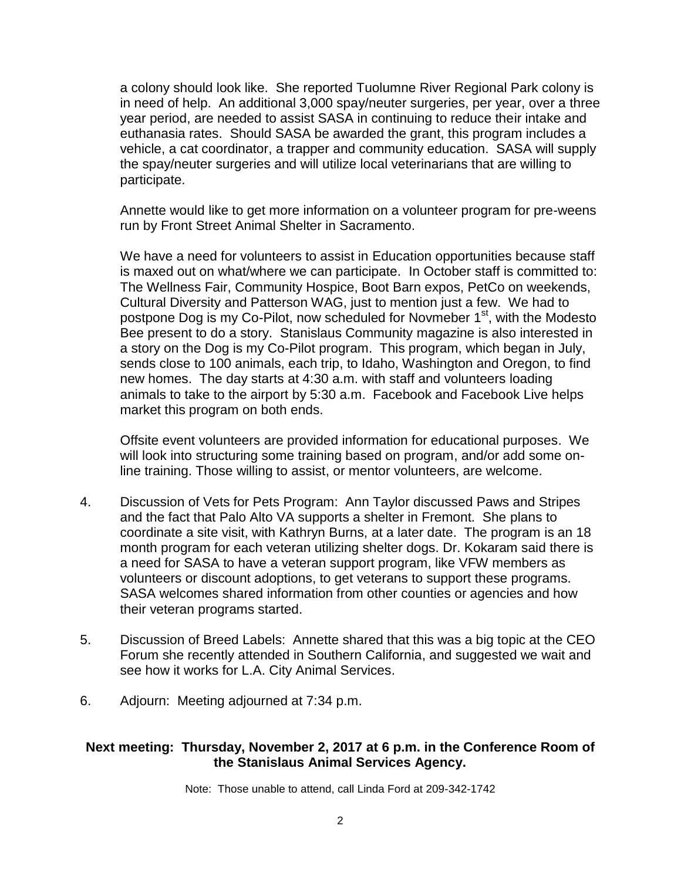a colony should look like. She reported Tuolumne River Regional Park colony is in need of help. An additional 3,000 spay/neuter surgeries, per year, over a three year period, are needed to assist SASA in continuing to reduce their intake and euthanasia rates. Should SASA be awarded the grant, this program includes a vehicle, a cat coordinator, a trapper and community education. SASA will supply the spay/neuter surgeries and will utilize local veterinarians that are willing to participate.

Annette would like to get more information on a volunteer program for pre-weens run by Front Street Animal Shelter in Sacramento.

We have a need for volunteers to assist in Education opportunities because staff is maxed out on what/where we can participate. In October staff is committed to: The Wellness Fair, Community Hospice, Boot Barn expos, PetCo on weekends, Cultural Diversity and Patterson WAG, just to mention just a few. We had to postpone Dog is my Co-Pilot, now scheduled for Novmeber 1st, with the Modesto Bee present to do a story. Stanislaus Community magazine is also interested in a story on the Dog is my Co-Pilot program. This program, which began in July, sends close to 100 animals, each trip, to Idaho, Washington and Oregon, to find new homes. The day starts at 4:30 a.m. with staff and volunteers loading animals to take to the airport by 5:30 a.m. Facebook and Facebook Live helps market this program on both ends.

Offsite event volunteers are provided information for educational purposes. We will look into structuring some training based on program, and/or add some on-line training. Those willing to assist, or mentor volunteers, are welcome.

4. Discussion of Vets for Pets Program: Ann Taylor discussed Paws and Stripes and the fact that Palo Alto VA supports a shelter in Fremont. She plans to coordinate a site visit, with Kathryn Burns, at a later date. The program is an 18 month program for each veteran utilizing shelter dogs. Dr. Kokaram said there is a need for SASA to have a veteran support program, like VFW members as volunteers or discount adoptions, to get veterans to support these programs. SASA welcomes shared information from other counties or agencies and how their veteran programs started.

5. Discussion of Breed Labels: Annette shared that this was a big topic at the CEO Forum she recently attended in Southern California, and suggested we wait and see how it works for L.A. City Animal Services.

6. Adjourn: Meeting adjourned at 7:34 p.m.

**Next meeting: Thursday, November 2, 2017 at 6 p.m. in the Conference Room of the Stanislaus Animal Services Agency.**

Note: Those unable to attend, call Linda Ford at 209-342-1742